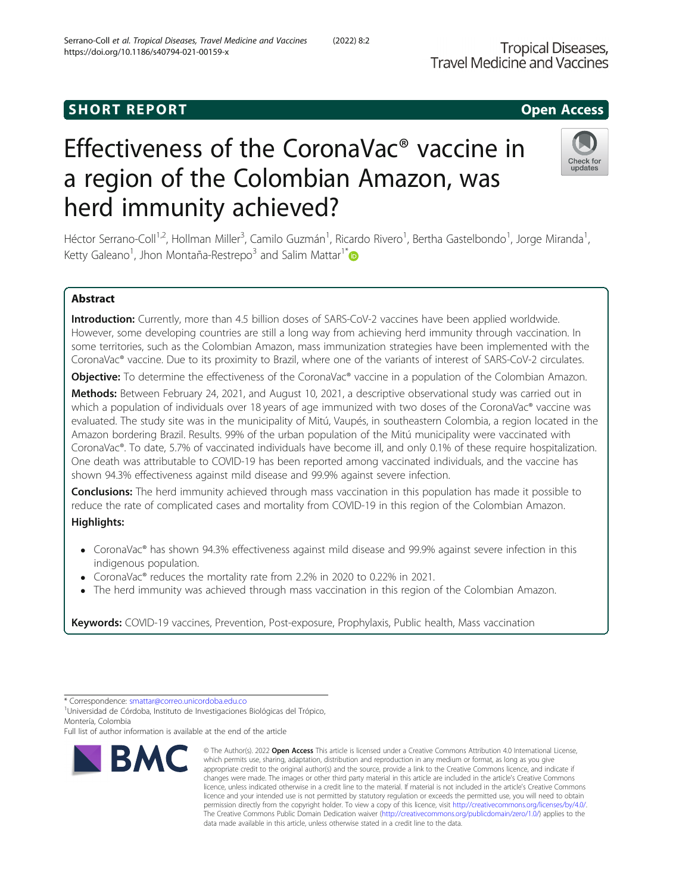SHORT REPORT

Open Access

# Effectiveness of the CoronaVac® vaccine in a region of the Colombian Amazon, was herd immunity achieved?

Héctor Serrano-Coll[1,2], Hollman Miller[3], Camilo Guzmán[1], Ricardo Rivero[1], Bertha Gastelbondo[1], Jorge Miranda[1], Ketty Galeano[1], Jhon Montaña-Restrepo[3] and Salim Mattar[1*]

## Abstract

**Introduction:** Currently, more than 4.5 billion doses of SARS-CoV-2 vaccines have been applied worldwide. However, some developing countries are still a long way from achieving herd immunity through vaccination. In some territories, such as the Colombian Amazon, mass immunization strategies have been implemented with the CoronaVac® vaccine. Due to its proximity to Brazil, where one of the variants of interest of SARS-CoV-2 circulates.

**Objective:** To determine the effectiveness of the CoronaVac® vaccine in a population of the Colombian Amazon.

**Methods:** Between February 24, 2021, and August 10, 2021, a descriptive observational study was carried out in which a population of individuals over 18 years of age immunized with two doses of the CoronaVac® vaccine was evaluated. The study site was in the municipality of Mitú, Vaupés, in southeastern Colombia, a region located in the Amazon bordering Brazil. Results. 99% of the urban population of the Mitú municipality were vaccinated with CoronaVac®. To date, 5.7% of vaccinated individuals have become ill, and only 0.1% of these require hospitalization. One death was attributable to COVID-19 has been reported among vaccinated individuals, and the vaccine has shown 94.3% effectiveness against mild disease and 99.9% against severe infection.

**Conclusions:** The herd immunity achieved through mass vaccination in this population has made it possible to reduce the rate of complicated cases and mortality from COVID-19 in this region of the Colombian Amazon.

**Highlights:**

- CoronaVac® has shown 94.3% effectiveness against mild disease and 99.9% against severe infection in this indigenous population.
- CoronaVac® reduces the mortality rate from 2.2% in 2020 to 0.22% in 2021.
- The herd immunity was achieved through mass vaccination in this region of the Colombian Amazon.

**Keywords:** COVID-19 vaccines, Prevention, Post-exposure, Prophylaxis, Public health, Mass vaccination

---

* Correspondence: smattar@correo.unicordoba.edu.co
[1]Universidad de Córdoba, Instituto de Investigaciones Biológicas del Trópico, Montería, Colombia
Full list of author information is available at the end of the article

© The Author(s). 2022 **Open Access** This article is licensed under a Creative Commons Attribution 4.0 International License, which permits use, sharing, adaptation, distribution and reproduction in any medium or format, as long as you give appropriate credit to the original author(s) and the source, provide a link to the Creative Commons licence, and indicate if changes were made. The images or other third party material in this article are included in the article's Creative Commons licence, unless indicated otherwise in a credit line to the material. If material is not included in the article's Creative Commons licence and your intended use is not permitted by statutory regulation or exceeds the permitted use, you will need to obtain permission directly from the copyright holder. To view a copy of this licence, visit http://creativecommons.org/licenses/by/4.0/. The Creative Commons Public Domain Dedication waiver (http://creativecommons.org/publicdomain/zero/1.0/) applies to the data made available in this article, unless otherwise stated in a credit line to the data.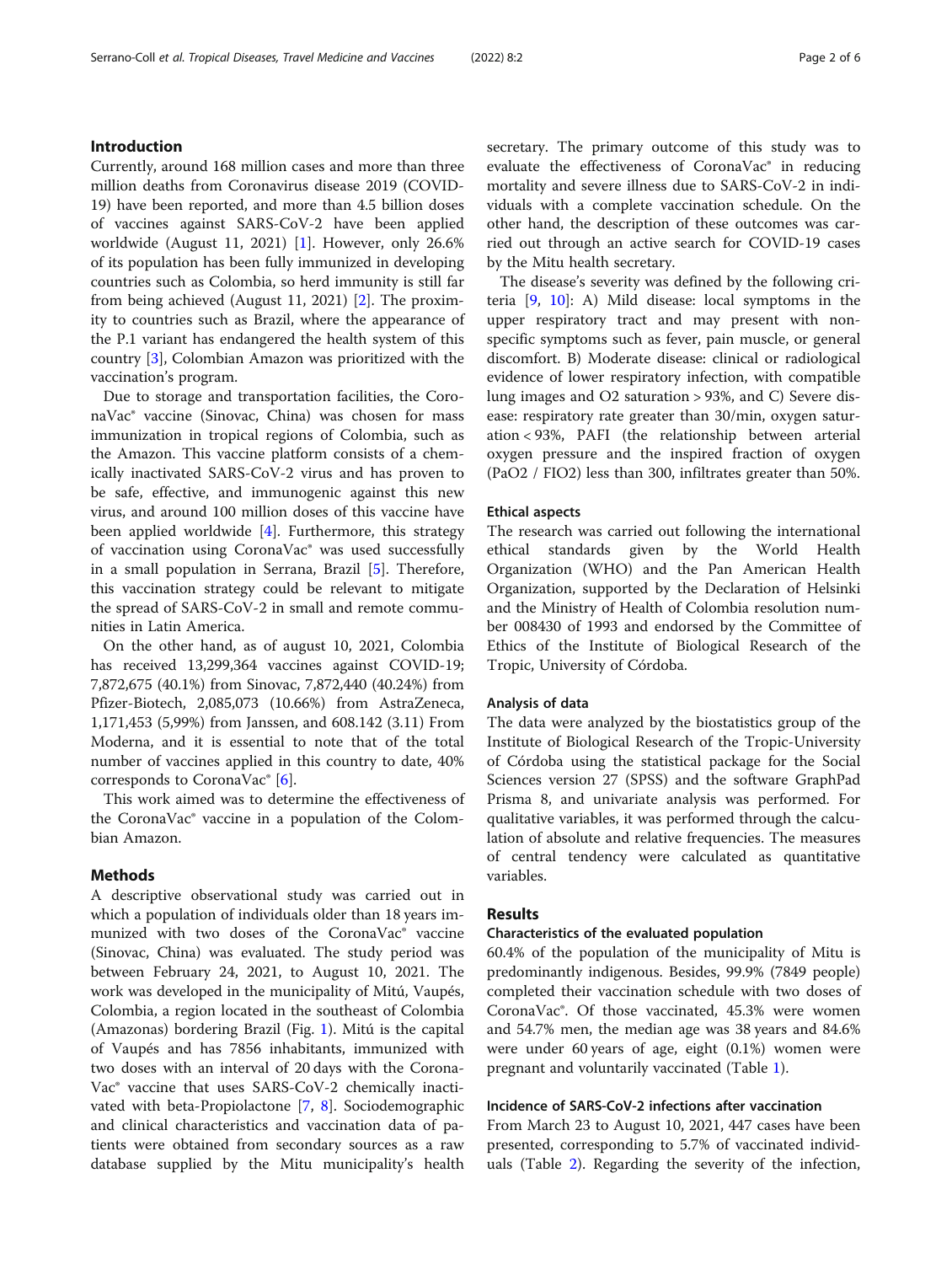## Introduction

Currently, around 168 million cases and more than three million deaths from Coronavirus disease 2019 (COVID-19) have been reported, and more than 4.5 billion doses of vaccines against SARS-CoV-2 have been applied worldwide (August 11, 2021) [1]. However, only 26.6% of its population has been fully immunized in developing countries such as Colombia, so herd immunity is still far from being achieved (August 11, 2021) [2]. The proximity to countries such as Brazil, where the appearance of the P.1 variant has endangered the health system of this country [3], Colombian Amazon was prioritized with the vaccination's program.

Due to storage and transportation facilities, the CoronaVac® vaccine (Sinovac, China) was chosen for mass immunization in tropical regions of Colombia, such as the Amazon. This vaccine platform consists of a chemically inactivated SARS-CoV-2 virus and has proven to be safe, effective, and immunogenic against this new virus, and around 100 million doses of this vaccine have been applied worldwide [4]. Furthermore, this strategy of vaccination using CoronaVac® was used successfully in a small population in Serrana, Brazil [5]. Therefore, this vaccination strategy could be relevant to mitigate the spread of SARS-CoV-2 in small and remote communities in Latin America.

On the other hand, as of august 10, 2021, Colombia has received 13,299,364 vaccines against COVID-19; 7,872,675 (40.1%) from Sinovac, 7,872,440 (40.24%) from Pfizer-Biotech, 2,085,073 (10.66%) from AstraZeneca, 1,171,453 (5,99%) from Janssen, and 608.142 (3.11) From Moderna, and it is essential to note that of the total number of vaccines applied in this country to date, 40% corresponds to CoronaVac® [6].

This work aimed was to determine the effectiveness of the CoronaVac® vaccine in a population of the Colombian Amazon.

## Methods

A descriptive observational study was carried out in which a population of individuals older than 18 years immunized with two doses of the CoronaVac® vaccine (Sinovac, China) was evaluated. The study period was between February 24, 2021, to August 10, 2021. The work was developed in the municipality of Mitú, Vaupés, Colombia, a region located in the southeast of Colombia (Amazonas) bordering Brazil (Fig. 1). Mitú is the capital of Vaupés and has 7856 inhabitants, immunized with two doses with an interval of 20 days with the CoronaVac® vaccine that uses SARS-CoV-2 chemically inactivated with beta-Propiolactone [7, 8]. Sociodemographic and clinical characteristics and vaccination data of patients were obtained from secondary sources as a raw database supplied by the Mitu municipality's health secretary. The primary outcome of this study was to evaluate the effectiveness of CoronaVac® in reducing mortality and severe illness due to SARS-CoV-2 in individuals with a complete vaccination schedule. On the other hand, the description of these outcomes was carried out through an active search for COVID-19 cases by the Mitu health secretary.

The disease's severity was defined by the following criteria [9, 10]: A) Mild disease: local symptoms in the upper respiratory tract and may present with non-specific symptoms such as fever, pain muscle, or general discomfort. B) Moderate disease: clinical or radiological evidence of lower respiratory infection, with compatible lung images and O2 saturation > 93%, and C) Severe disease: respiratory rate greater than 30/min, oxygen saturation < 93%, PAFI (the relationship between arterial oxygen pressure and the inspired fraction of oxygen (PaO2 / FIO2) less than 300, infiltrates greater than 50%.

### Ethical aspects

The research was carried out following the international ethical standards given by the World Health Organization (WHO) and the Pan American Health Organization, supported by the Declaration of Helsinki and the Ministry of Health of Colombia resolution number 008430 of 1993 and endorsed by the Committee of Ethics of the Institute of Biological Research of the Tropic, University of Córdoba.

### Analysis of data

The data were analyzed by the biostatistics group of the Institute of Biological Research of the Tropic-University of Córdoba using the statistical package for the Social Sciences version 27 (SPSS) and the software GraphPad Prisma 8, and univariate analysis was performed. For qualitative variables, it was performed through the calculation of absolute and relative frequencies. The measures of central tendency were calculated as quantitative variables.

## Results

### Characteristics of the evaluated population

60.4% of the population of the municipality of Mitu is predominantly indigenous. Besides, 99.9% (7849 people) completed their vaccination schedule with two doses of CoronaVac®. Of those vaccinated, 45.3% were women and 54.7% men, the median age was 38 years and 84.6% were under 60 years of age, eight (0.1%) women were pregnant and voluntarily vaccinated (Table 1).

### Incidence of SARS-CoV-2 infections after vaccination

From March 23 to August 10, 2021, 447 cases have been presented, corresponding to 5.7% of vaccinated individuals (Table 2). Regarding the severity of the infection,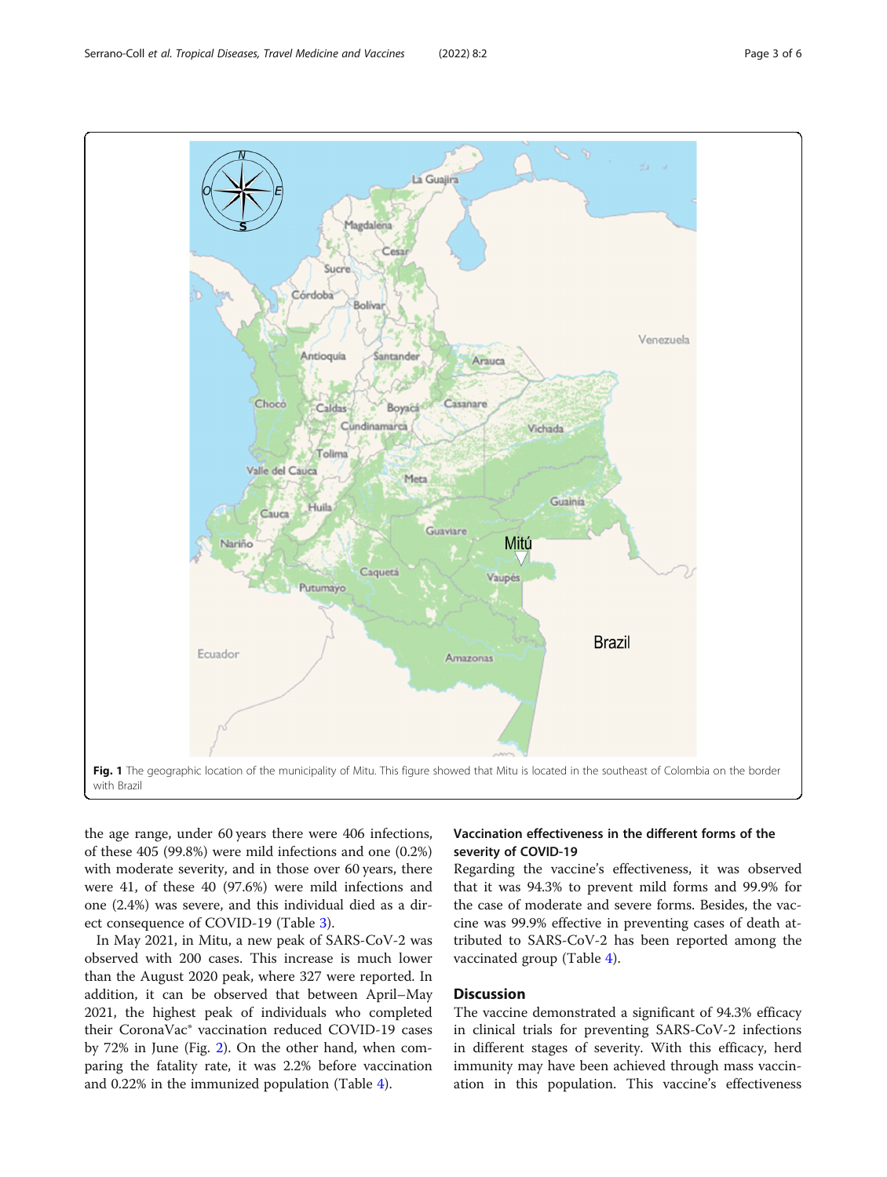Fig. 1 The geographic location of the municipality of Mitu. This figure showed that Mitu is located in the southeast of Colombia on the border with Brazil

the age range, under 60 years there were 406 infections, of these 405 (99.8%) were mild infections and one (0.2%) with moderate severity, and in those over 60 years, there were 41, of these 40 (97.6%) were mild infections and one (2.4%) was severe, and this individual died as a direct consequence of COVID-19 (Table 3).

In May 2021, in Mitu, a new peak of SARS-CoV-2 was observed with 200 cases. This increase is much lower than the August 2020 peak, where 327 were reported. In addition, it can be observed that between April–May 2021, the highest peak of individuals who completed their CoronaVac® vaccination reduced COVID-19 cases by 72% in June (Fig. 2). On the other hand, when comparing the fatality rate, it was 2.2% before vaccination and 0.22% in the immunized population (Table 4).

### Vaccination effectiveness in the different forms of the severity of COVID-19

Regarding the vaccine's effectiveness, it was observed that it was 94.3% to prevent mild forms and 99.9% for the case of moderate and severe forms. Besides, the vaccine was 99.9% effective in preventing cases of death attributed to SARS-CoV-2 has been reported among the vaccinated group (Table 4).

## Discussion

The vaccine demonstrated a significant of 94.3% efficacy in clinical trials for preventing SARS-CoV-2 infections in different stages of severity. With this efficacy, herd immunity may have been achieved through mass vaccination in this population. This vaccine's effectiveness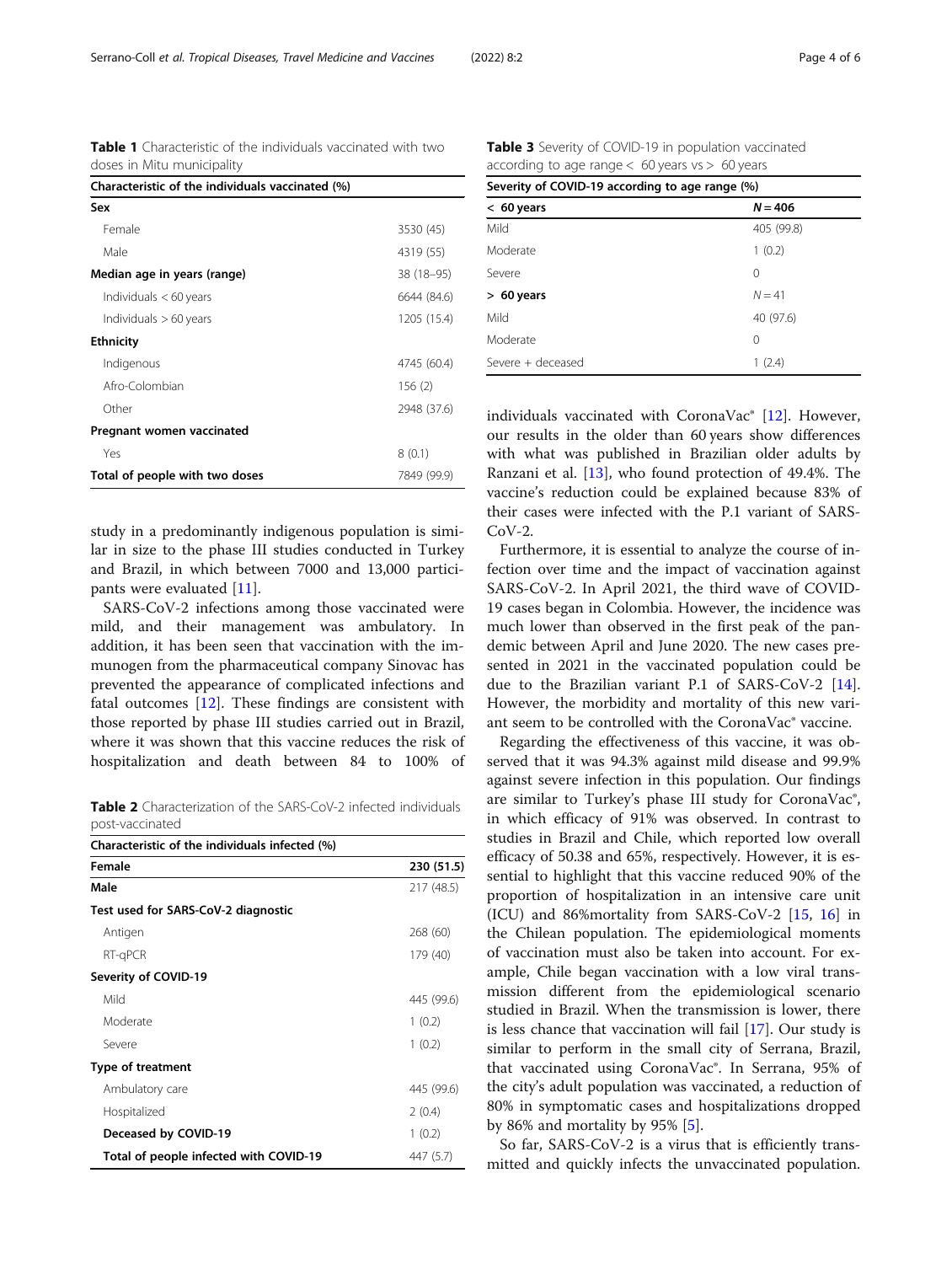**Table 1** Characteristic of the individuals vaccinated with two doses in Mitu municipality

| Characteristic of the individuals vaccinated (%) | |
|---|---|
| **Sex** | |
| Female | 3530 (45) |
| Male | 4319 (55) |
| **Median age in years (range)** | 38 (18–95) |
| Individuals < 60 years | 6644 (84.6) |
| Individuals > 60 years | 1205 (15.4) |
| **Ethnicity** | |
| Indigenous | 4745 (60.4) |
| Afro-Colombian | 156 (2) |
| Other | 2948 (37.6) |
| **Pregnant women vaccinated** | |
| Yes | 8 (0.1) |
| **Total of people with two doses** | 7849 (99.9) |

study in a predominantly indigenous population is similar in size to the phase III studies conducted in Turkey and Brazil, in which between 7000 and 13,000 participants were evaluated [11].

SARS-CoV-2 infections among those vaccinated were mild, and their management was ambulatory. In addition, it has been seen that vaccination with the immunogen from the pharmaceutical company Sinovac has prevented the appearance of complicated infections and fatal outcomes [12]. These findings are consistent with those reported by phase III studies carried out in Brazil, where it was shown that this vaccine reduces the risk of hospitalization and death between 84 to 100% of

**Table 2** Characterization of the SARS-CoV-2 infected individuals post-vaccinated

| Characteristic of the individuals infected (%) | |
|---|---|
| **Female** | **230 (51.5)** |
| **Male** | 217 (48.5) |
| **Test used for SARS-CoV-2 diagnostic** | |
| Antigen | 268 (60) |
| RT-qPCR | 179 (40) |
| **Severity of COVID-19** | |
| Mild | 445 (99.6) |
| Moderate | 1 (0.2) |
| Severe | 1 (0.2) |
| **Type of treatment** | |
| Ambulatory care | 445 (99.6) |
| Hospitalized | 2 (0.4) |
| **Deceased by COVID-19** | 1 (0.2) |
| **Total of people infected with COVID-19** | 447 (5.7) |

**Table 3** Severity of COVID-19 in population vaccinated according to age range < 60 years vs > 60 years

| Severity of COVID-19 according to age range (%) | |
|---|---|
| **< 60 years** | ***N* = 406** |
| Mild | 405 (99.8) |
| Moderate | 1 (0.2) |
| Severe | 0 |
| **> 60 years** | *N* = 41 |
| Mild | 40 (97.6) |
| Moderate | 0 |
| Severe + deceased | 1 (2.4) |

individuals vaccinated with CoronaVac® [12]. However, our results in the older than 60 years show differences with what was published in Brazilian older adults by Ranzani et al. [13], who found protection of 49.4%. The vaccine's reduction could be explained because 83% of their cases were infected with the P.1 variant of SARS-CoV-2.

Furthermore, it is essential to analyze the course of infection over time and the impact of vaccination against SARS-CoV-2. In April 2021, the third wave of COVID-19 cases began in Colombia. However, the incidence was much lower than observed in the first peak of the pandemic between April and June 2020. The new cases presented in 2021 in the vaccinated population could be due to the Brazilian variant P.1 of SARS-CoV-2 [14]. However, the morbidity and mortality of this new variant seem to be controlled with the CoronaVac® vaccine.

Regarding the effectiveness of this vaccine, it was observed that it was 94.3% against mild disease and 99.9% against severe infection in this population. Our findings are similar to Turkey's phase III study for CoronaVac®, in which efficacy of 91% was observed. In contrast to studies in Brazil and Chile, which reported low overall efficacy of 50.38 and 65%, respectively. However, it is essential to highlight that this vaccine reduced 90% of the proportion of hospitalization in an intensive care unit (ICU) and 86%mortality from SARS-CoV-2 [15, 16] in the Chilean population. The epidemiological moments of vaccination must also be taken into account. For example, Chile began vaccination with a low viral transmission different from the epidemiological scenario studied in Brazil. When the transmission is lower, there is less chance that vaccination will fail [17]. Our study is similar to perform in the small city of Serrana, Brazil, that vaccinated using CoronaVac®. In Serrana, 95% of the city's adult population was vaccinated, a reduction of 80% in symptomatic cases and hospitalizations dropped by 86% and mortality by 95% [5].

So far, SARS-CoV-2 is a virus that is efficiently transmitted and quickly infects the unvaccinated population.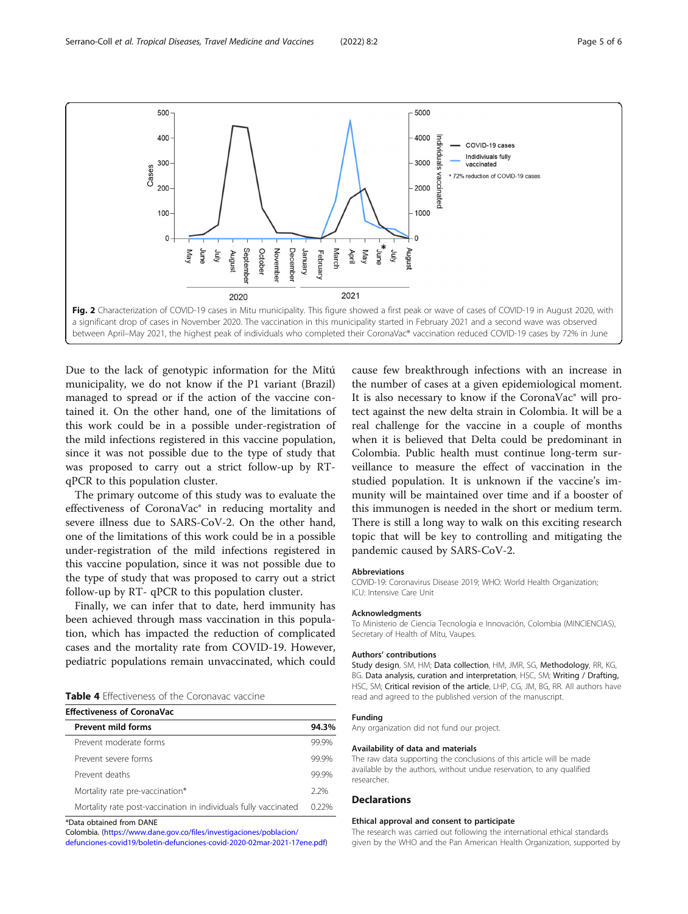Fig. 2 Characterization of COVID-19 cases in Mitu municipality. This figure showed a first peak or wave of cases of COVID-19 in August 2020, with a significant drop of cases in November 2020. The vaccination in this municipality started in February 2021 and a second wave was observed between April–May 2021, the highest peak of individuals who completed their CoronaVac® vaccination reduced COVID-19 cases by 72% in June

Due to the lack of genotypic information for the Mitú municipality, we do not know if the P1 variant (Brazil) managed to spread or if the action of the vaccine contained it. On the other hand, one of the limitations of this work could be in a possible under-registration of the mild infections registered in this vaccine population, since it was not possible due to the type of study that was proposed to carry out a strict follow-up by RT-qPCR to this population cluster.

The primary outcome of this study was to evaluate the effectiveness of CoronaVac® in reducing mortality and severe illness due to SARS-CoV-2. On the other hand, one of the limitations of this work could be in a possible under-registration of the mild infections registered in this vaccine population, since it was not possible due to the type of study that was proposed to carry out a strict follow-up by RT- qPCR to this population cluster.

Finally, we can infer that to date, herd immunity has been achieved through mass vaccination in this population, which has impacted the reduction of complicated cases and the mortality rate from COVID-19. However, pediatric populations remain unvaccinated, which could cause few breakthrough infections with an increase in the number of cases at a given epidemiological moment. It is also necessary to know if the CoronaVac® will protect against the new delta strain in Colombia. It will be a real challenge for the vaccine in a couple of months when it is believed that Delta could be predominant in Colombia. Public health must continue long-term surveillance to measure the effect of vaccination in the studied population. It is unknown if the vaccine's immunity will be maintained over time and if a booster of this immunogen is needed in the short or medium term. There is still a long way to walk on this exciting research topic that will be key to controlling and mitigating the pandemic caused by SARS-CoV-2.

**Table 4** Effectiveness of the Coronavac vaccine

| Effectiveness of CoronaVac | |
|---|---|
| **Prevent mild forms** | **94.3%** |
| Prevent moderate forms | 99.9% |
| Prevent severe forms | 99.9% |
| Prevent deaths | 99.9% |
| Mortality rate pre-vaccination* | 2.2% |
| Mortality rate post-vaccination in individuals fully vaccinated | 0.22% |

*Data obtained from DANE Colombia. (https://www.dane.gov.co/files/investigaciones/poblacion/defunciones-covid19/boletin-defunciones-covid-2020-02mar-2021-17ene.pdf)

### Abbreviations

COVID-19: Coronavirus Disease 2019; WHO: World Health Organization; ICU: Intensive Care Unit

### Acknowledgments

To Ministerio de Ciencia Tecnología e Innovación, Colombia (MINCIENCIAS), Secretary of Health of Mitu, Vaupes.

### Authors' contributions

Study design, SM, HM; Data collection, HM, JMR, SG, Methodology, RR, KG, BG. Data analysis, curation and interpretation, HSC, SM; Writing / Drafting, HSC, SM; Critical revision of the article, LHP, CG, JM, BG, RR. All authors have read and agreed to the published version of the manuscript.

### Funding

Any organization did not fund our project.

### Availability of data and materials

The raw data supporting the conclusions of this article will be made available by the authors, without undue reservation, to any qualified researcher.

## Declarations

### Ethical approval and consent to participate

The research was carried out following the international ethical standards given by the WHO and the Pan American Health Organization, supported by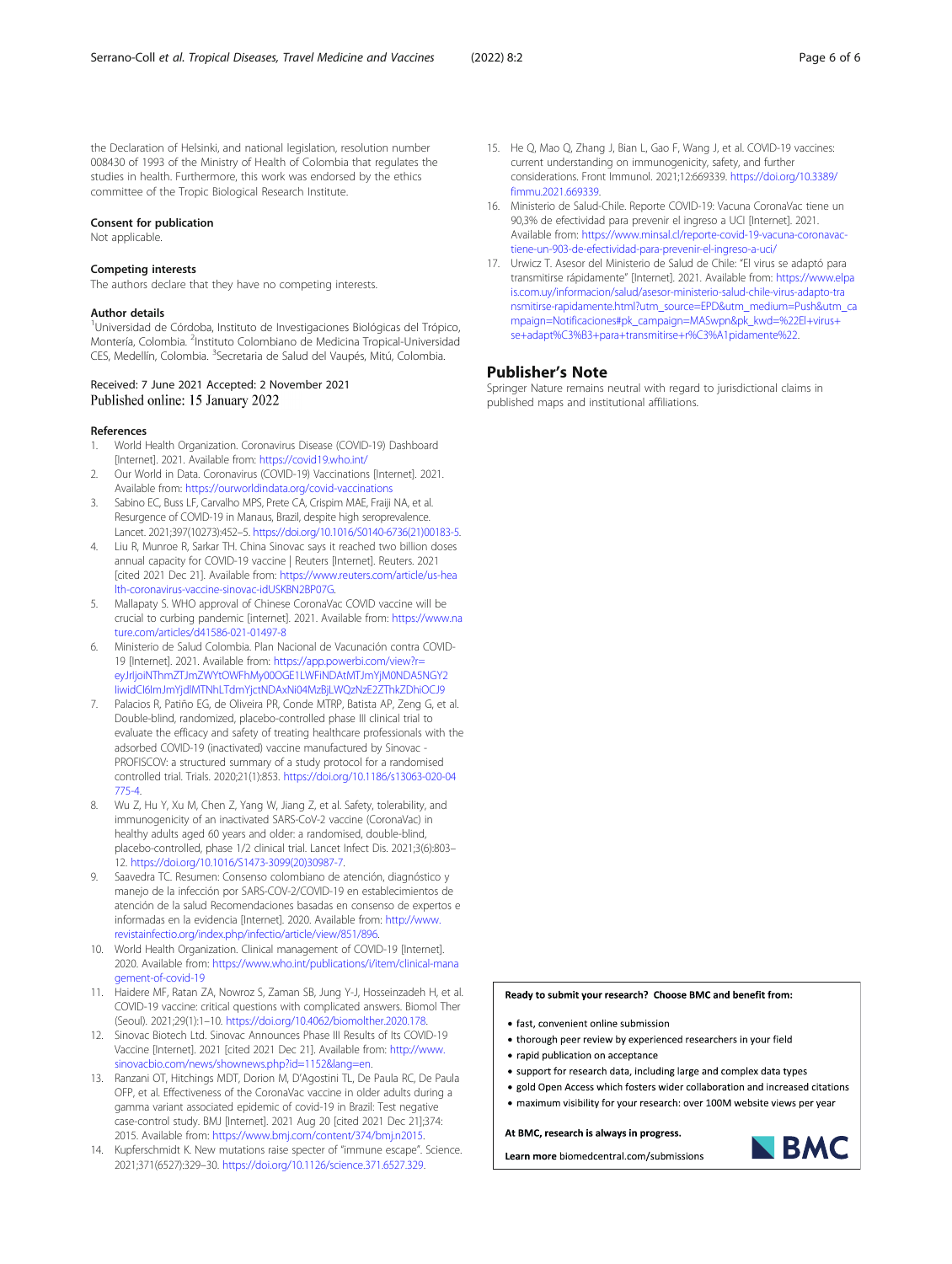the Declaration of Helsinki, and national legislation, resolution number 008430 of 1993 of the Ministry of Health of Colombia that regulates the studies in health. Furthermore, this work was endorsed by the ethics committee of the Tropic Biological Research Institute.

### Consent for publication
Not applicable.

### Competing interests
The authors declare that they have no competing interests.

### Author details
[1]Universidad de Córdoba, Instituto de Investigaciones Biológicas del Trópico, Montería, Colombia. [2]Instituto Colombiano de Medicina Tropical-Universidad CES, Medellín, Colombia. [3]Secretaria de Salud del Vaupés, Mitú, Colombia.

Received: 7 June 2021 Accepted: 2 November 2021
Published online: 15 January 2022

### References
1. World Health Organization. Coronavirus Disease (COVID-19) Dashboard [Internet]. 2021. Available from: https://covid19.who.int/
2. Our World in Data. Coronavirus (COVID-19) Vaccinations [Internet]. 2021. Available from: https://ourworldindata.org/covid-vaccinations
3. Sabino EC, Buss LF, Carvalho MPS, Prete CA, Crispim MAE, Fraiji NA, et al. Resurgence of COVID-19 in Manaus, Brazil, despite high seroprevalence. Lancet. 2021;397(10273):452–5. https://doi.org/10.1016/S0140-6736(21)00183-5.
4. Liu R, Munroe R, Sarkar TH. China Sinovac says it reached two billion doses annual capacity for COVID-19 vaccine | Reuters [Internet]. Reuters. 2021 [cited 2021 Dec 21]. Available from: https://www.reuters.com/article/us-health-coronavirus-vaccine-sinovac-idUSKBN2BP07G.
5. Mallapaty S. WHO approval of Chinese CoronaVac COVID vaccine will be crucial to curbing pandemic [internet]. 2021. Available from: https://www.nature.com/articles/d41586-021-01497-8
6. Ministerio de Salud Colombia. Plan Nacional de Vacunación contra COVID-19 [Internet]. 2021. Available from: https://app.powerbi.com/view?r=eyJrIjoiNThmZTJmZWYtOWFhMy00OGE1LWFiNDAtMTJmYjM0NDA5NGY2IiwidCI6ImJmYjdlMTNhLTdmYjctNDAxNi04MzBjLWQzNzE2ZThkZDhiOCJ9
7. Palacios R, Patiño EG, de Oliveira PR, Conde MTRP, Batista AP, Zeng G, et al. Double-blind, randomized, placebo-controlled phase III clinical trial to evaluate the efficacy and safety of treating healthcare professionals with the adsorbed COVID-19 (inactivated) vaccine manufactured by Sinovac - PROFISCOV: a structured summary of a study protocol for a randomised controlled trial. Trials. 2020;21(1):853. https://doi.org/10.1186/s13063-020-04775-4.
8. Wu Z, Hu Y, Xu M, Chen Z, Yang W, Jiang Z, et al. Safety, tolerability, and immunogenicity of an inactivated SARS-CoV-2 vaccine (CoronaVac) in healthy adults aged 60 years and older: a randomised, double-blind, placebo-controlled, phase 1/2 clinical trial. Lancet Infect Dis. 2021;3(6):803–12. https://doi.org/10.1016/S1473-3099(20)30987-7.
9. Saavedra TC. Resumen: Consenso colombiano de atención, diagnóstico y manejo de la infección por SARS-COV-2/COVID-19 en establecimientos de atención de la salud Recomendaciones basadas en consenso de expertos e informadas en la evidencia [Internet]. 2020. Available from: http://www.revistainfectio.org/index.php/infectio/article/view/851/896.
10. World Health Organization. Clinical management of COVID-19 [Internet]. 2020. Available from: https://www.who.int/publications/i/item/clinical-management-of-covid-19
11. Haidere MF, Ratan ZA, Nowroz S, Zaman SB, Jung Y-J, Hosseinzadeh H, et al. COVID-19 vaccine: critical questions with complicated answers. Biomol Ther (Seoul). 2021;29(1):1–10. https://doi.org/10.4062/biomolther.2020.178.
12. Sinovac Biotech Ltd. Sinovac Announces Phase III Results of Its COVID-19 Vaccine [Internet]. 2021 [cited 2021 Dec 21]. Available from: http://www.sinovacbio.com/news/shownews.php?id=1152&lang=en.
13. Ranzani OT, Hitchings MDT, Dorion M, D'Agostini TL, De Paula RC, De Paula OFP, et al. Effectiveness of the CoronaVac vaccine in older adults during a gamma variant associated epidemic of covid-19 in Brazil: Test negative case-control study. BMJ [Internet]. 2021 Aug 20 [cited 2021 Dec 21];374:2015. Available from: https://www.bmj.com/content/374/bmj.n2015.
14. Kupferschmidt K. New mutations raise specter of "immune escape". Science. 2021;371(6527):329–30. https://doi.org/10.1126/science.371.6527.329.
15. He Q, Mao Q, Zhang J, Bian L, Gao F, Wang J, et al. COVID-19 vaccines: current understanding on immunogenicity, safety, and further considerations. Front Immunol. 2021;12:669339. https://doi.org/10.3389/fimmu.2021.669339.
16. Ministerio de Salud-Chile. Reporte COVID-19: Vacuna CoronaVac tiene un 90,3% de efectividad para prevenir el ingreso a UCI [Internet]. 2021. Available from: https://www.minsal.cl/reporte-covid-19-vacuna-coronavac-tiene-un-903-de-efectividad-para-prevenir-el-ingreso-a-uci/
17. Urwicz T. Asesor del Ministerio de Salud de Chile: "El virus se adaptó para transmitirse rápidamente" [Internet]. 2021. Available from: https://www.elpais.com.uy/informacion/salud/asesor-ministerio-salud-chile-virus-adapto-transmitirse-rapidamente.html?utm_source=EPD&utm_medium=Push&utm_campaign=Notificaciones#pk_campaign=MASwpn&pk_kwd=%22El+virus+se+adapt%C3%B3+para+transmitirse+r%C3%A1pidamente%22.

## Publisher's Note
Springer Nature remains neutral with regard to jurisdictional claims in published maps and institutional affiliations.

**Ready to submit your research? Choose BMC and benefit from:**

- fast, convenient online submission
- thorough peer review by experienced researchers in your field
- rapid publication on acceptance
- support for research data, including large and complex data types
- gold Open Access which fosters wider collaboration and increased citations
- maximum visibility for your research: over 100M website views per year

**At BMC, research is always in progress.**

**Learn more** biomedcentral.com/submissions